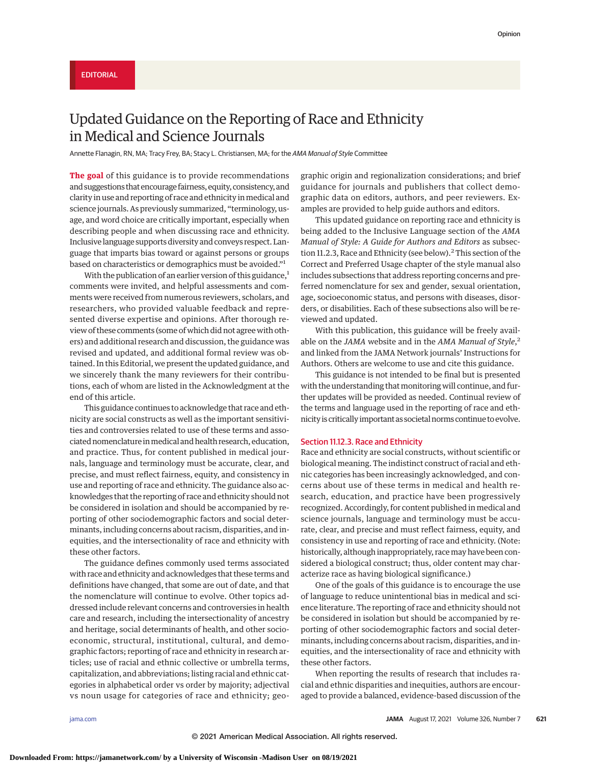EDITORIAL

# Updated Guidance on the Reporting of Race and Ethnicity in Medical and Science Journals

Annette Flanagin, RN, MA; Tracy Frey, BA; Stacy L. Christiansen, MA; for the *AMA Manual of Style* Committee

**The goal** of this guidance is to provide recommendations and suggestions that encourage fairness, equity, consistency, and clarity in use and reporting of race and ethnicity in medical and science journals. As previously summarized, "terminology, usage, and word choice are critically important, especially when describing people and when discussing race and ethnicity. Inclusive language supports diversity and conveys respect. Language that imparts bias toward or against persons or groups based on characteristics or demographics must be avoided."[1]

With the publication of an earlier version of this guidance,[1] comments were invited, and helpful assessments and comments were received from numerous reviewers, scholars, and researchers, who provided valuable feedback and represented diverse expertise and opinions. After thorough review of these comments (some of which did not agree with others) and additional research and discussion, the guidance was revised and updated, and additional formal review was obtained. In this Editorial, we present the updated guidance, and we sincerely thank the many reviewers for their contributions, each of whom are listed in the Acknowledgment at the end of this article.

This guidance continues to acknowledge that race and ethnicity are social constructs as well as the important sensitivities and controversies related to use of these terms and associated nomenclature in medical and health research, education, and practice. Thus, for content published in medical journals, language and terminology must be accurate, clear, and precise, and must reflect fairness, equity, and consistency in use and reporting of race and ethnicity. The guidance also acknowledges that the reporting of race and ethnicity should not be considered in isolation and should be accompanied by reporting of other sociodemographic factors and social determinants, including concerns about racism, disparities, and inequities, and the intersectionality of race and ethnicity with these other factors.

The guidance defines commonly used terms associated with race and ethnicity and acknowledges that these terms and definitions have changed, that some are out of date, and that the nomenclature will continue to evolve. Other topics addressed include relevant concerns and controversies in health care and research, including the intersectionality of ancestry and heritage, social determinants of health, and other socioeconomic, structural, institutional, cultural, and demographic factors; reporting of race and ethnicity in research articles; use of racial and ethnic collective or umbrella terms, capitalization, and abbreviations; listing racial and ethnic categories in alphabetical order vs order by majority; adjectival vs noun usage for categories of race and ethnicity; geographic origin and regionalization considerations; and brief guidance for journals and publishers that collect demographic data on editors, authors, and peer reviewers. Examples are provided to help guide authors and editors.

This updated guidance on reporting race and ethnicity is being added to the Inclusive Language section of the *AMA Manual of Style: A Guide for Authors and Editors* as subsection 11.2.3, Race and Ethnicity (see below).[2] This section of the Correct and Preferred Usage chapter of the style manual also includes subsections that address reporting concerns and preferred nomenclature for sex and gender, sexual orientation, age, socioeconomic status, and persons with diseases, disorders, or disabilities. Each of these subsections also will be reviewed and updated.

With this publication, this guidance will be freely available on the *JAMA* website and in the *AMA Manual of Style*,[2] and linked from the JAMA Network journals' Instructions for Authors. Others are welcome to use and cite this guidance.

This guidance is not intended to be final but is presented with the understanding that monitoring will continue, and further updates will be provided as needed. Continual review of the terms and language used in the reporting of race and ethnicity is critically important as societal norms continue to evolve.

## Section 11.12.3. Race and Ethnicity

Race and ethnicity are social constructs, without scientific or biological meaning. The indistinct construct of racial and ethnic categories has been increasingly acknowledged, and concerns about use of these terms in medical and health research, education, and practice have been progressively recognized. Accordingly, for content published in medical and science journals, language and terminology must be accurate, clear, and precise and must reflect fairness, equity, and consistency in use and reporting of race and ethnicity. (Note: historically, although inappropriately, race may have been considered a biological construct; thus, older content may characterize race as having biological significance.)

One of the goals of this guidance is to encourage the use of language to reduce unintentional bias in medical and science literature. The reporting of race and ethnicity should not be considered in isolation but should be accompanied by reporting of other sociodemographic factors and social determinants, including concerns about racism, disparities, and inequities, and the intersectionality of race and ethnicity with these other factors.

When reporting the results of research that includes racial and ethnic disparities and inequities, authors are encouraged to provide a balanced, evidence-based discussion of the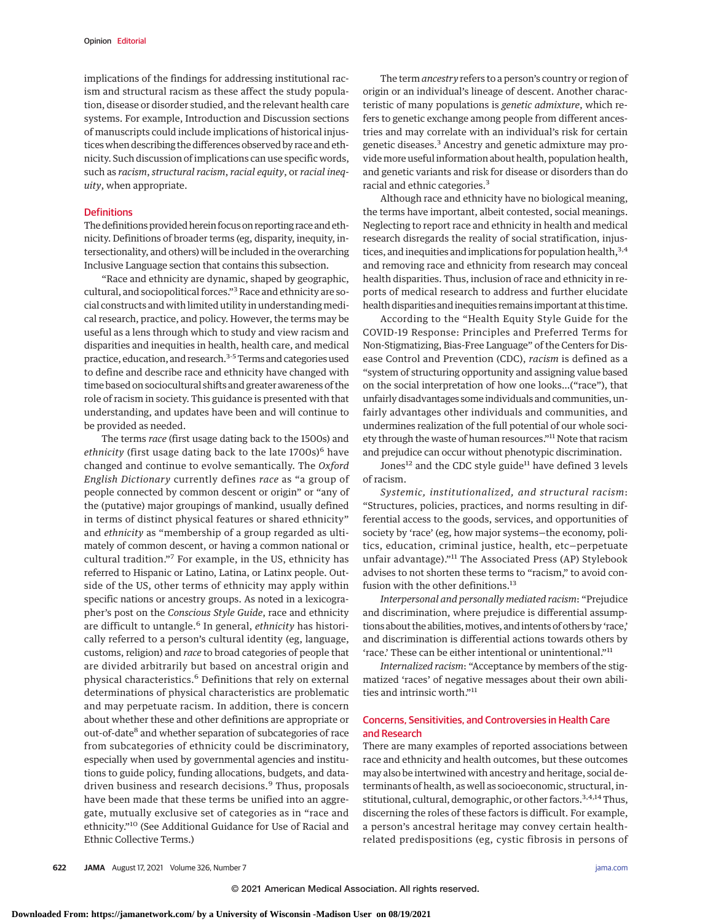implications of the findings for addressing institutional racism and structural racism as these affect the study population, disease or disorder studied, and the relevant health care systems. For example, Introduction and Discussion sections of manuscripts could include implications of historical injustices when describing the differences observed by race and ethnicity. Such discussion of implications can use specific words, such as *racism*, *structural racism*, *racial equity*, or *racial inequity*, when appropriate.

## Definitions

The definitions provided herein focus on reporting race and ethnicity. Definitions of broader terms (eg, disparity, inequity, intersectionality, and others) will be included in the overarching Inclusive Language section that contains this subsection.

"Race and ethnicity are dynamic, shaped by geographic, cultural, and sociopolitical forces."[3] Race and ethnicity are social constructs and with limited utility in understanding medical research, practice, and policy. However, the terms may be useful as a lens through which to study and view racism and disparities and inequities in health, health care, and medical practice, education, and research.[3-5] Terms and categories used to define and describe race and ethnicity have changed with time based on sociocultural shifts and greater awareness of the role of racism in society. This guidance is presented with that understanding, and updates have been and will continue to be provided as needed.

The terms *race* (first usage dating back to the 1500s) and *ethnicity* (first usage dating back to the late 1700s)[6] have changed and continue to evolve semantically. The *Oxford English Dictionary* currently defines *race* as "a group of people connected by common descent or origin" or "any of the (putative) major groupings of mankind, usually defined in terms of distinct physical features or shared ethnicity" and *ethnicity* as "membership of a group regarded as ultimately of common descent, or having a common national or cultural tradition."[7] For example, in the US, ethnicity has referred to Hispanic or Latino, Latina, or Latinx people. Outside of the US, other terms of ethnicity may apply within specific nations or ancestry groups. As noted in a lexicographer's post on the *Conscious Style Guide*, race and ethnicity are difficult to untangle.[6] In general, *ethnicity* has historically referred to a person's cultural identity (eg, language, customs, religion) and *race* to broad categories of people that are divided arbitrarily but based on ancestral origin and physical characteristics.[6] Definitions that rely on external determinations of physical characteristics are problematic and may perpetuate racism. In addition, there is concern about whether these and other definitions are appropriate or out-of-date[8] and whether separation of subcategories of race from subcategories of ethnicity could be discriminatory, especially when used by governmental agencies and institutions to guide policy, funding allocations, budgets, and data-driven business and research decisions.[9] Thus, proposals have been made that these terms be unified into an aggregate, mutually exclusive set of categories as in "race and ethnicity."[10] (See Additional Guidance for Use of Racial and Ethnic Collective Terms.)

The term *ancestry* refers to a person's country or region of origin or an individual's lineage of descent. Another characteristic of many populations is *genetic admixture*, which refers to genetic exchange among people from different ancestries and may correlate with an individual's risk for certain genetic diseases.[3] Ancestry and genetic admixture may provide more useful information about health, population health, and genetic variants and risk for disease or disorders than do racial and ethnic categories.[3]

Although race and ethnicity have no biological meaning, the terms have important, albeit contested, social meanings. Neglecting to report race and ethnicity in health and medical research disregards the reality of social stratification, injustices, and inequities and implications for population health,[3,4] and removing race and ethnicity from research may conceal health disparities. Thus, inclusion of race and ethnicity in reports of medical research to address and further elucidate health disparities and inequities remains important at this time.

According to the "Health Equity Style Guide for the COVID-19 Response: Principles and Preferred Terms for Non-Stigmatizing, Bias-Free Language" of the Centers for Disease Control and Prevention (CDC), *racism* is defined as a "system of structuring opportunity and assigning value based on the social interpretation of how one looks...("race"), that unfairly disadvantages some individuals and communities, unfairly advantages other individuals and communities, and undermines realization of the full potential of our whole society through the waste of human resources."[11] Note that racism and prejudice can occur without phenotypic discrimination.

Jones[12] and the CDC style guide[11] have defined 3 levels of racism.

*Systemic, institutionalized, and structural racism*: "Structures, policies, practices, and norms resulting in differential access to the goods, services, and opportunities of society by 'race' (eg, how major systems—the economy, politics, education, criminal justice, health, etc—perpetuate unfair advantage)."[11] The Associated Press (AP) Stylebook advises to not shorten these terms to "racism," to avoid confusion with the other definitions.[13]

*Interpersonal and personally mediated racism*: "Prejudice and discrimination, where prejudice is differential assumptions about the abilities, motives, and intents of others by 'race,' and discrimination is differential actions towards others by 'race.' These can be either intentional or unintentional."[11]

*Internalized racism*: "Acceptance by members of the stigmatized 'races' of negative messages about their own abilities and intrinsic worth."[11]

## Concerns, Sensitivities, and Controversies in Health Care and Research

There are many examples of reported associations between race and ethnicity and health outcomes, but these outcomes may also be intertwined with ancestry and heritage, social determinants of health, as well as socioeconomic, structural, institutional, cultural, demographic, or other factors.[3,4,14] Thus, discerning the roles of these factors is difficult. For example, a person's ancestral heritage may convey certain health-related predispositions (eg, cystic fibrosis in persons of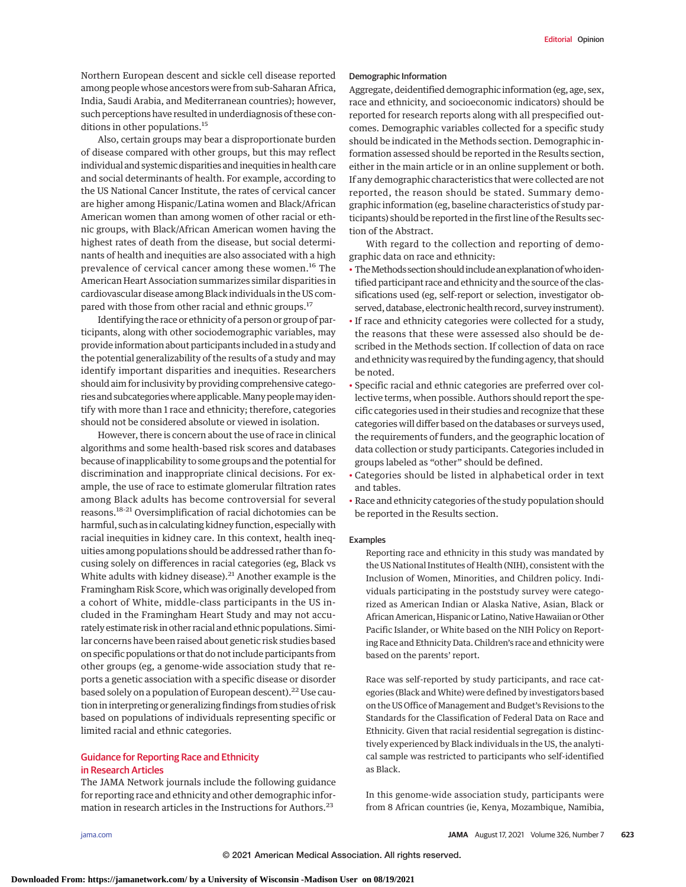Northern European descent and sickle cell disease reported among people whose ancestors were from sub-Saharan Africa, India, Saudi Arabia, and Mediterranean countries); however, such perceptions have resulted in underdiagnosis of these conditions in other populations.[15]

Also, certain groups may bear a disproportionate burden of disease compared with other groups, but this may reflect individual and systemic disparities and inequities in health care and social determinants of health. For example, according to the US National Cancer Institute, the rates of cervical cancer are higher among Hispanic/Latina women and Black/African American women than among women of other racial or ethnic groups, with Black/African American women having the highest rates of death from the disease, but social determinants of health and inequities are also associated with a high prevalence of cervical cancer among these women.[16] The American Heart Association summarizes similar disparities in cardiovascular disease among Black individuals in the US compared with those from other racial and ethnic groups.[17]

Identifying the race or ethnicity of a person or group of participants, along with other sociodemographic variables, may provide information about participants included in a study and the potential generalizability of the results of a study and may identify important disparities and inequities. Researchers should aim for inclusivity by providing comprehensive categories and subcategories where applicable. Many people may identify with more than 1 race and ethnicity; therefore, categories should not be considered absolute or viewed in isolation.

However, there is concern about the use of race in clinical algorithms and some health-based risk scores and databases because of inapplicability to some groups and the potential for discrimination and inappropriate clinical decisions. For example, the use of race to estimate glomerular filtration rates among Black adults has become controversial for several reasons.[18-21] Oversimplification of racial dichotomies can be harmful, such as in calculating kidney function, especially with racial inequities in kidney care. In this context, health inequities among populations should be addressed rather than focusing solely on differences in racial categories (eg, Black vs White adults with kidney disease).[21] Another example is the Framingham Risk Score, which was originally developed from a cohort of White, middle-class participants in the US included in the Framingham Heart Study and may not accurately estimate risk in other racial and ethnic populations. Similar concerns have been raised about genetic risk studies based on specific populations or that do not include participants from other groups (eg, a genome-wide association study that reports a genetic association with a specific disease or disorder based solely on a population of European descent).[22] Use caution in interpreting or generalizing findings from studies of risk based on populations of individuals representing specific or limited racial and ethnic categories.

## Guidance for Reporting Race and Ethnicity in Research Articles

The JAMA Network journals include the following guidance for reporting race and ethnicity and other demographic information in research articles in the Instructions for Authors.[23]

### Demographic Information

Aggregate, deidentified demographic information (eg, age, sex, race and ethnicity, and socioeconomic indicators) should be reported for research reports along with all prespecified outcomes. Demographic variables collected for a specific study should be indicated in the Methods section. Demographic information assessed should be reported in the Results section, either in the main article or in an online supplement or both. If any demographic characteristics that were collected are not reported, the reason should be stated. Summary demographic information (eg, baseline characteristics of study participants) should be reported in the first line of the Results section of the Abstract.

With regard to the collection and reporting of demographic data on race and ethnicity:

- The Methods section should include an explanation of who identified participant race and ethnicity and the source of the classifications used (eg, self-report or selection, investigator observed, database, electronic health record, survey instrument).
- If race and ethnicity categories were collected for a study, the reasons that these were assessed also should be described in the Methods section. If collection of data on race and ethnicity was required by the funding agency, that should be noted.
- Specific racial and ethnic categories are preferred over collective terms, when possible. Authors should report the specific categories used in their studies and recognize that these categories will differ based on the databases or surveys used, the requirements of funders, and the geographic location of data collection or study participants. Categories included in groups labeled as "other" should be defined.
- Categories should be listed in alphabetical order in text and tables.
- Race and ethnicity categories of the study population should be reported in the Results section.

### Examples

Reporting race and ethnicity in this study was mandated by the US National Institutes of Health (NIH), consistent with the Inclusion of Women, Minorities, and Children policy. Individuals participating in the poststudy survey were categorized as American Indian or Alaska Native, Asian, Black or African American, Hispanic or Latino, Native Hawaiian or Other Pacific Islander, or White based on the NIH Policy on Reporting Race and Ethnicity Data. Children's race and ethnicity were based on the parents' report.

Race was self-reported by study participants, and race categories (Black and White) were defined by investigators based on the US Office of Management and Budget's Revisions to the Standards for the Classification of Federal Data on Race and Ethnicity. Given that racial residential segregation is distinctively experienced by Black individuals in the US, the analytical sample was restricted to participants who self-identified as Black.

In this genome-wide association study, participants were from 8 African countries (ie, Kenya, Mozambique, Namibia,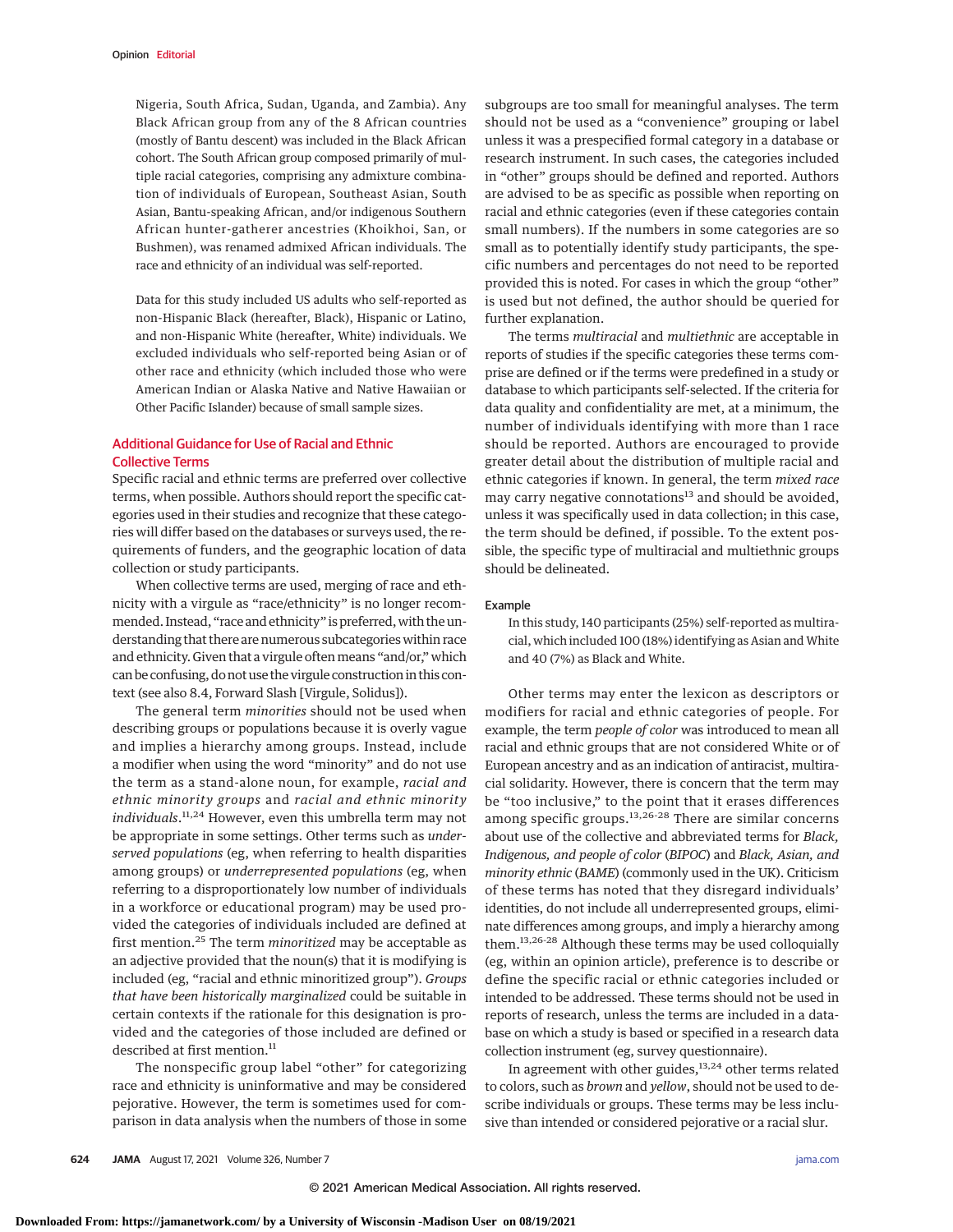Nigeria, South Africa, Sudan, Uganda, and Zambia). Any Black African group from any of the 8 African countries (mostly of Bantu descent) was included in the Black African cohort. The South African group composed primarily of multiple racial categories, comprising any admixture combination of individuals of European, Southeast Asian, South Asian, Bantu-speaking African, and/or indigenous Southern African hunter-gatherer ancestries (Khoikhoi, San, or Bushmen), was renamed admixed African individuals. The race and ethnicity of an individual was self-reported.

Data for this study included US adults who self-reported as non-Hispanic Black (hereafter, Black), Hispanic or Latino, and non-Hispanic White (hereafter, White) individuals. We excluded individuals who self-reported being Asian or of other race and ethnicity (which included those who were American Indian or Alaska Native and Native Hawaiian or Other Pacific Islander) because of small sample sizes.

## Additional Guidance for Use of Racial and Ethnic Collective Terms

Specific racial and ethnic terms are preferred over collective terms, when possible. Authors should report the specific categories used in their studies and recognize that these categories will differ based on the databases or surveys used, the requirements of funders, and the geographic location of data collection or study participants.

When collective terms are used, merging of race and ethnicity with a virgule as "race/ethnicity" is no longer recommended. Instead, "race and ethnicity" is preferred, with the understanding that there are numerous subcategories within race and ethnicity. Given that a virgule often means "and/or," which can be confusing, do not use the virgule construction in this context (see also 8.4, Forward Slash [Virgule, Solidus]).

The general term *minorities* should not be used when describing groups or populations because it is overly vague and implies a hierarchy among groups. Instead, include a modifier when using the word "minority" and do not use the term as a stand-alone noun, for example, *racial and ethnic minority groups* and *racial and ethnic minority individuals*.[11,24] However, even this umbrella term may not be appropriate in some settings. Other terms such as *underserved populations* (eg, when referring to health disparities among groups) or *underrepresented populations* (eg, when referring to a disproportionately low number of individuals in a workforce or educational program) may be used provided the categories of individuals included are defined at first mention.[25] The term *minoritized* may be acceptable as an adjective provided that the noun(s) that it is modifying is included (eg, "racial and ethnic minoritized group"). *Groups that have been historically marginalized* could be suitable in certain contexts if the rationale for this designation is provided and the categories of those included are defined or described at first mention.[11]

The nonspecific group label "other" for categorizing race and ethnicity is uninformative and may be considered pejorative. However, the term is sometimes used for comparison in data analysis when the numbers of those in some subgroups are too small for meaningful analyses. The term should not be used as a "convenience" grouping or label unless it was a prespecified formal category in a database or research instrument. In such cases, the categories included in "other" groups should be defined and reported. Authors are advised to be as specific as possible when reporting on racial and ethnic categories (even if these categories contain small numbers). If the numbers in some categories are so small as to potentially identify study participants, the specific numbers and percentages do not need to be reported provided this is noted. For cases in which the group "other" is used but not defined, the author should be queried for further explanation.

The terms *multiracial* and *multiethnic* are acceptable in reports of studies if the specific categories these terms comprise are defined or if the terms were predefined in a study or database to which participants self-selected. If the criteria for data quality and confidentiality are met, at a minimum, the number of individuals identifying with more than 1 race should be reported. Authors are encouraged to provide greater detail about the distribution of multiple racial and ethnic categories if known. In general, the term *mixed race* may carry negative connotations[13] and should be avoided, unless it was specifically used in data collection; in this case, the term should be defined, if possible. To the extent possible, the specific type of multiracial and multiethnic groups should be delineated.

#### Example

In this study, 140 participants (25%) self-reported as multiracial, which included 100 (18%) identifying as Asian and White and 40 (7%) as Black and White.

Other terms may enter the lexicon as descriptors or modifiers for racial and ethnic categories of people. For example, the term *people of color* was introduced to mean all racial and ethnic groups that are not considered White or of European ancestry and as an indication of antiracist, multiracial solidarity. However, there is concern that the term may be "too inclusive," to the point that it erases differences among specific groups.[13,26-28] There are similar concerns about use of the collective and abbreviated terms for *Black, Indigenous, and people of color* (*BIPOC*) and *Black, Asian, and minority ethnic* (*BAME*) (commonly used in the UK). Criticism of these terms has noted that they disregard individuals' identities, do not include all underrepresented groups, eliminate differences among groups, and imply a hierarchy among them.[13,26-28] Although these terms may be used colloquially (eg, within an opinion article), preference is to describe or define the specific racial or ethnic categories included or intended to be addressed. These terms should not be used in reports of research, unless the terms are included in a database on which a study is based or specified in a research data collection instrument (eg, survey questionnaire).

In agreement with other guides,[13,24] other terms related to colors, such as *brown* and *yellow*, should not be used to describe individuals or groups. These terms may be less inclusive than intended or considered pejorative or a racial slur.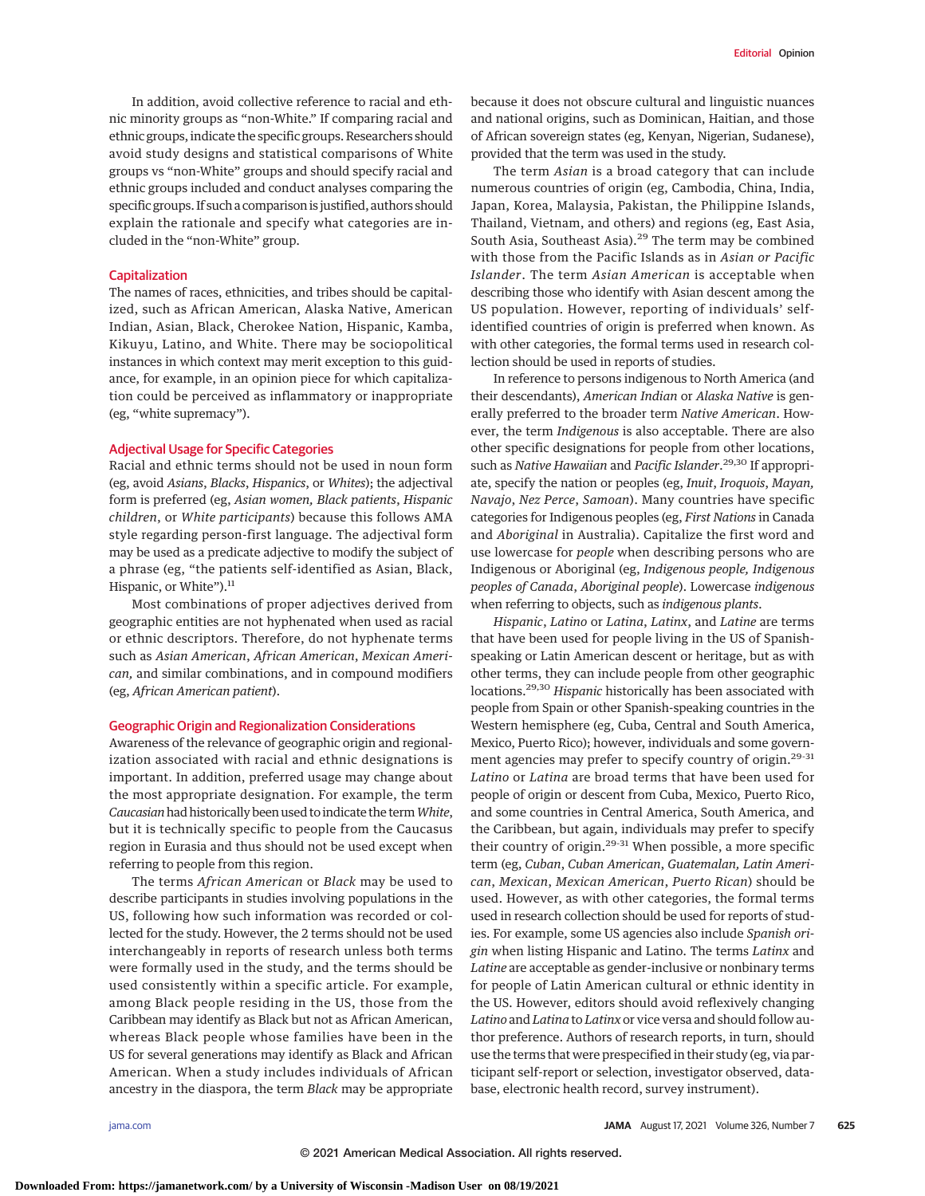In addition, avoid collective reference to racial and ethnic minority groups as "non-White." If comparing racial and ethnic groups, indicate the specific groups. Researchers should avoid study designs and statistical comparisons of White groups vs "non-White" groups and should specify racial and ethnic groups included and conduct analyses comparing the specific groups. If such a comparison is justified, authors should explain the rationale and specify what categories are included in the "non-White" group.

### Capitalization

The names of races, ethnicities, and tribes should be capitalized, such as African American, Alaska Native, American Indian, Asian, Black, Cherokee Nation, Hispanic, Kamba, Kikuyu, Latino, and White. There may be sociopolitical instances in which context may merit exception to this guidance, for example, in an opinion piece for which capitalization could be perceived as inflammatory or inappropriate (eg, "white supremacy").

### Adjectival Usage for Specific Categories

Racial and ethnic terms should not be used in noun form (eg, avoid *Asians*, *Blacks*, *Hispanics*, or *Whites*); the adjectival form is preferred (eg, *Asian women*, *Black patients*, *Hispanic children*, or *White participants*) because this follows AMA style regarding person-first language. The adjectival form may be used as a predicate adjective to modify the subject of a phrase (eg, "the patients self-identified as Asian, Black, Hispanic, or White").[11]

Most combinations of proper adjectives derived from geographic entities are not hyphenated when used as racial or ethnic descriptors. Therefore, do not hyphenate terms such as *Asian American*, *African American*, *Mexican American,* and similar combinations, and in compound modifiers (eg, *African American patient*).

### Geographic Origin and Regionalization Considerations

Awareness of the relevance of geographic origin and regionalization associated with racial and ethnic designations is important. In addition, preferred usage may change about the most appropriate designation. For example, the term *Caucasian* had historically been used to indicate the term *White*, but it is technically specific to people from the Caucasus region in Eurasia and thus should not be used except when referring to people from this region.

The terms *African American* or *Black* may be used to describe participants in studies involving populations in the US, following how such information was recorded or collected for the study. However, the 2 terms should not be used interchangeably in reports of research unless both terms were formally used in the study, and the terms should be used consistently within a specific article. For example, among Black people residing in the US, those from the Caribbean may identify as Black but not as African American, whereas Black people whose families have been in the US for several generations may identify as Black and African American. When a study includes individuals of African ancestry in the diaspora, the term *Black* may be appropriate because it does not obscure cultural and linguistic nuances and national origins, such as Dominican, Haitian, and those of African sovereign states (eg, Kenyan, Nigerian, Sudanese), provided that the term was used in the study.

The term *Asian* is a broad category that can include numerous countries of origin (eg, Cambodia, China, India, Japan, Korea, Malaysia, Pakistan, the Philippine Islands, Thailand, Vietnam, and others) and regions (eg, East Asia, South Asia, Southeast Asia).[29] The term may be combined with those from the Pacific Islands as in *Asian or Pacific Islander*. The term *Asian American* is acceptable when describing those who identify with Asian descent among the US population. However, reporting of individuals' self-identified countries of origin is preferred when known. As with other categories, the formal terms used in research collection should be used in reports of studies.

In reference to persons indigenous to North America (and their descendants), *American Indian* or *Alaska Native* is generally preferred to the broader term *Native American*. However, the term *Indigenous* is also acceptable. There are also other specific designations for people from other locations, such as *Native Hawaiian* and *Pacific Islander*.[29,30] If appropriate, specify the nation or peoples (eg, *Inuit*, *Iroquois*, *Mayan, Navajo*, *Nez Perce*, *Samoan*). Many countries have specific categories for Indigenous peoples (eg, *First Nations* in Canada and *Aboriginal* in Australia). Capitalize the first word and use lowercase for *people* when describing persons who are Indigenous or Aboriginal (eg, *Indigenous people, Indigenous peoples of Canada*, *Aboriginal people*). Lowercase *indigenous* when referring to objects, such as *indigenous plants*.

*Hispanic*, *Latino* or *Latina*, *Latinx*, and *Latine* are terms that have been used for people living in the US of Spanish-speaking or Latin American descent or heritage, but as with other terms, they can include people from other geographic locations.[29,30] *Hispanic* historically has been associated with people from Spain or other Spanish-speaking countries in the Western hemisphere (eg, Cuba, Central and South America, Mexico, Puerto Rico); however, individuals and some government agencies may prefer to specify country of origin.[29-31] *Latino* or *Latina* are broad terms that have been used for people of origin or descent from Cuba, Mexico, Puerto Rico, and some countries in Central America, South America, and the Caribbean, but again, individuals may prefer to specify their country of origin.[29-31] When possible, a more specific term (eg, *Cuban*, *Cuban American*, *Guatemalan, Latin American*, *Mexican*, *Mexican American*, *Puerto Rican*) should be used. However, as with other categories, the formal terms used in research collection should be used for reports of studies. For example, some US agencies also include *Spanish origin* when listing Hispanic and Latino. The terms *Latinx* and *Latine* are acceptable as gender-inclusive or nonbinary terms for people of Latin American cultural or ethnic identity in the US. However, editors should avoid reflexively changing *Latino* and *Latina* to *Latinx* or vice versa and should follow author preference. Authors of research reports, in turn, should use the terms that were prespecified in their study (eg, via participant self-report or selection, investigator observed, database, electronic health record, survey instrument).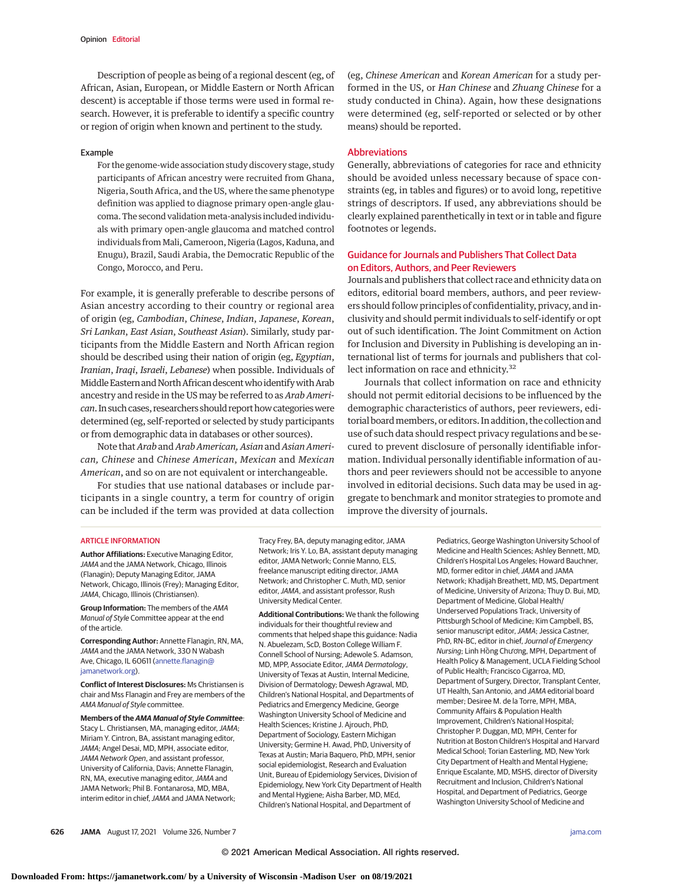Description of people as being of a regional descent (eg, of African, Asian, European, or Middle Eastern or North African descent) is acceptable if those terms were used in formal research. However, it is preferable to identify a specific country or region of origin when known and pertinent to the study.

Example

> For the genome-wide association study discovery stage, study participants of African ancestry were recruited from Ghana, Nigeria, South Africa, and the US, where the same phenotype definition was applied to diagnose primary open-angle glaucoma. The second validation meta-analysis included individuals with primary open-angle glaucoma and matched control individuals from Mali, Cameroon, Nigeria (Lagos, Kaduna, and Enugu), Brazil, Saudi Arabia, the Democratic Republic of the Congo, Morocco, and Peru.

For example, it is generally preferable to describe persons of Asian ancestry according to their country or regional area of origin (eg, *Cambodian*, *Chinese*, *Indian*, *Japanese*, *Korean*, *Sri Lankan*, *East Asian*, *Southeast Asian*). Similarly, study participants from the Middle Eastern and North African region should be described using their nation of origin (eg, *Egyptian*, *Iranian*, *Iraqi*, *Israeli*, *Lebanese*) when possible. Individuals of Middle Eastern and North African descent who identify with Arab ancestry and reside in the US may be referred to as *Arab American*. In such cases, researchers should report how categories were determined (eg, self-reported or selected by study participants or from demographic data in databases or other sources).

Note that *Arab* and *Arab American, Asian* and *Asian American, Chinese* and *Chinese American*, *Mexican* and *Mexican American*, and so on are not equivalent or interchangeable.

For studies that use national databases or include participants in a single country, a term for country of origin can be included if the term was provided at data collection (eg, *Chinese American* and *Korean American* for a study performed in the US, or *Han Chinese* and *Zhuang Chinese* for a study conducted in China). Again, how these designations were determined (eg, self-reported or selected or by other means) should be reported.

## Abbreviations

Generally, abbreviations of categories for race and ethnicity should be avoided unless necessary because of space constraints (eg, in tables and figures) or to avoid long, repetitive strings of descriptors. If used, any abbreviations should be clearly explained parenthetically in text or in table and figure footnotes or legends.

## Guidance for Journals and Publishers That Collect Data on Editors, Authors, and Peer Reviewers

Journals and publishers that collect race and ethnicity data on editors, editorial board members, authors, and peer reviewers should follow principles of confidentiality, privacy, and inclusivity and should permit individuals to self-identify or opt out of such identification. The Joint Commitment on Action for Inclusion and Diversity in Publishing is developing an international list of terms for journals and publishers that collect information on race and ethnicity.[32]

Journals that collect information on race and ethnicity should not permit editorial decisions to be influenced by the demographic characteristics of authors, peer reviewers, editorial board members, or editors. In addition, the collection and use of such data should respect privacy regulations and be secured to prevent disclosure of personally identifiable information. Individual personally identifiable information of authors and peer reviewers should not be accessible to anyone involved in editorial decisions. Such data may be used in aggregate to benchmark and monitor strategies to promote and improve the diversity of journals.

## ARTICLE INFORMATION

**Author Affiliations:** Executive Managing Editor, *JAMA* and the JAMA Network, Chicago, Illinois (Flanagin); Deputy Managing Editor, JAMA Network, Chicago, Illinois (Frey); Managing Editor, *JAMA*, Chicago, Illinois (Christiansen).

**Group Information:** The members of the *AMA Manual of Style* Committee appear at the end of the article.

**Corresponding Author:** Annette Flanagin, RN, MA, *JAMA* and the JAMA Network, 330 N Wabash Ave, Chicago, IL 60611 (annette.flanagin@jamanetwork.org).

**Conflict of Interest Disclosures:** Ms Christiansen is chair and Mss Flanagin and Frey are members of the *AMA Manual of Style* committee.

**Members of the *AMA Manual of Style* Committee**: Stacy L. Christiansen, MA, managing editor, *JAMA*; Miriam Y. Cintron, BA, assistant managing editor, *JAMA*; Angel Desai, MD, MPH, associate editor, *JAMA Network Open*, and assistant professor, University of California, Davis; Annette Flanagin, RN, MA, executive managing editor, *JAMA* and JAMA Network; Phil B. Fontanarosa, MD, MBA, interim editor in chief, *JAMA* and JAMA Network; Tracy Frey, BA, deputy managing editor, JAMA Network; Iris Y. Lo, BA, assistant deputy managing editor, JAMA Network; Connie Manno, ELS, freelance manuscript editing director, JAMA Network; and Christopher C. Muth, MD, senior editor, *JAMA*, and assistant professor, Rush University Medical Center.

**Additional Contributions:** We thank the following individuals for their thoughtful review and comments that helped shape this guidance: Nadia N. Abuelezam, ScD, Boston College William F. Connell School of Nursing; Adewole S. Adamson, MD, MPP, Associate Editor, *JAMA Dermatology*, University of Texas at Austin, Internal Medicine, Division of Dermatology; Dewesh Agrawal, MD, Children's National Hospital, and Departments of Pediatrics and Emergency Medicine, George Washington University School of Medicine and Health Sciences; Kristine J. Ajrouch, PhD, Department of Sociology, Eastern Michigan University; Germine H. Awad, PhD, University of Texas at Austin; Maria Baquero, PhD, MPH, senior social epidemiologist, Research and Evaluation Unit, Bureau of Epidemiology Services, Division of Epidemiology, New York City Department of Health and Mental Hygiene; Aisha Barber, MD, MEd, Children's National Hospital, and Department of Pediatrics, George Washington University School of Medicine and Health Sciences; Ashley Bennett, MD, Children's Hospital Los Angeles; Howard Bauchner, MD, former editor in chief, *JAMA* and JAMA Network; Khadijah Breathett, MD, MS, Department of Medicine, University of Arizona; Thuy D. Bui, MD, Department of Medicine, Global Health/Underserved Populations Track, University of Pittsburgh School of Medicine; Kim Campbell, BS, senior manuscript editor, *JAMA*; Jessica Castner, PhD, RN-BC, editor in chief, *Journal of Emergency Nursing*; Linh Hồng Chương, MPH, Department of Health Policy & Management, UCLA Fielding School of Public Health; Francisco Cigarroa, MD, Department of Surgery, Director, Transplant Center, UT Health, San Antonio, and *JAMA* editorial board member; Desiree M. de la Torre, MPH, MBA, Community Affairs & Population Health Improvement, Children's National Hospital; Christopher P. Duggan, MD, MPH, Center for Nutrition at Boston Children's Hospital and Harvard Medical School; Torian Easterling, MD, New York City Department of Health and Mental Hygiene; Enrique Escalante, MD, MSHS, director of Diversity Recruitment and Inclusion, Children's National Hospital, and Department of Pediatrics, George Washington University School of Medicine and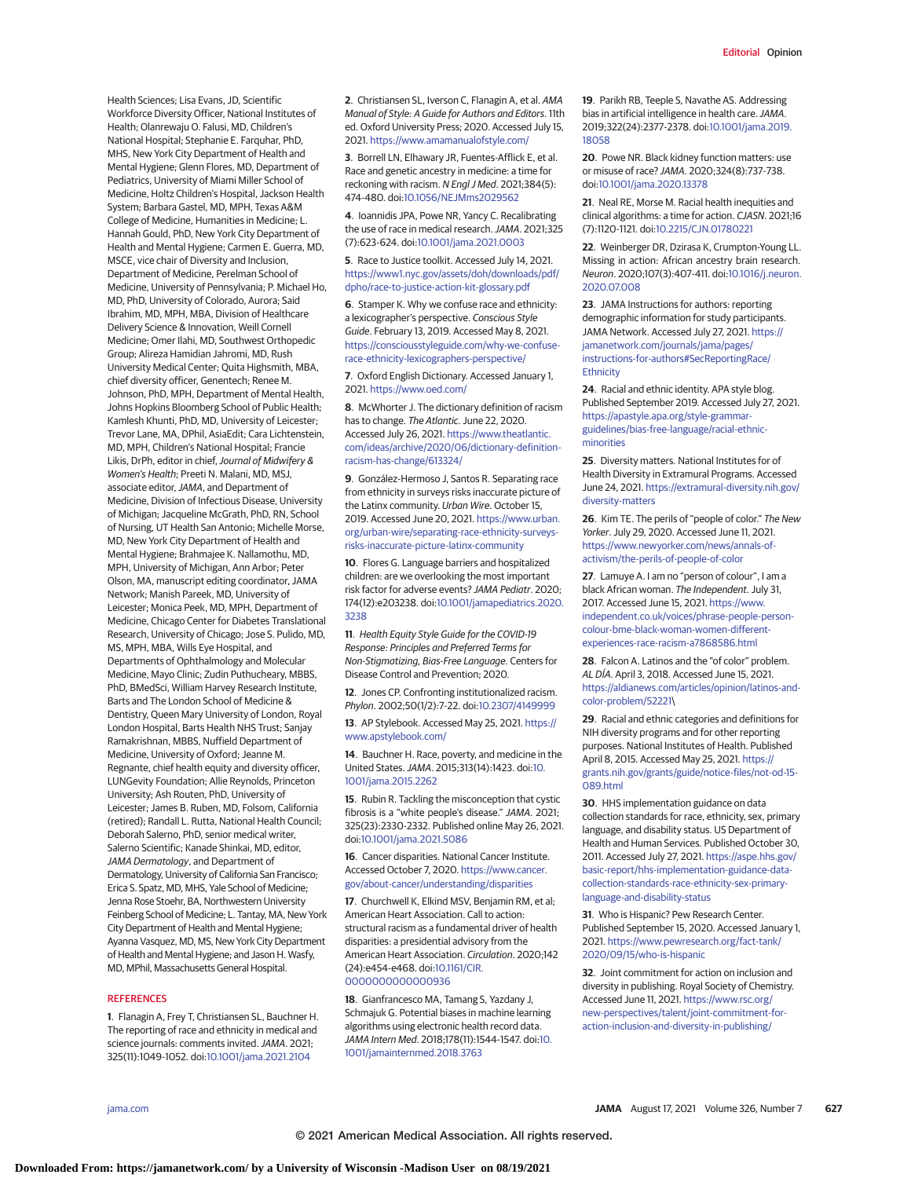Health Sciences; Lisa Evans, JD, Scientific Workforce Diversity Officer, National Institutes of Health; Olanrewaju O. Falusi, MD, Children's National Hospital; Stephanie E. Farquhar, PhD, MHS, New York City Department of Health and Mental Hygiene; Glenn Flores, MD, Department of Pediatrics, University of Miami Miller School of Medicine, Holtz Children's Hospital, Jackson Health System; Barbara Gastel, MD, MPH, Texas A&M College of Medicine, Humanities in Medicine; L. Hannah Gould, PhD, New York City Department of Health and Mental Hygiene; Carmen E. Guerra, MD, MSCE, vice chair of Diversity and Inclusion, Department of Medicine, Perelman School of Medicine, University of Pennsylvania; P. Michael Ho, MD, PhD, University of Colorado, Aurora; Said Ibrahim, MD, MPH, MBA, Division of Healthcare Delivery Science & Innovation, Weill Cornell Medicine; Omer Ilahi, MD, Southwest Orthopedic Group; Alireza Hamidian Jahromi, MD, Rush University Medical Center; Quita Highsmith, MBA, chief diversity officer, Genentech; Renee M. Johnson, PhD, MPH, Department of Mental Health, Johns Hopkins Bloomberg School of Public Health; Kamlesh Khunti, PhD, MD, University of Leicester; Trevor Lane, MA, DPhil, AsiaEdit; Cara Lichtenstein, MD, MPH, Children's National Hospital; Francie Likis, DrPH, editor in chief, *Journal of Midwifery & Women's Health*; Preeti N. Malani, MD, MSJ, associate editor, *JAMA*, and Department of Medicine, Division of Infectious Disease, University of Michigan; Jacqueline McGrath, PhD, RN, School of Nursing, UT Health San Antonio; Michelle Morse, MD, New York City Department of Health and Mental Hygiene; Brahmajee K. Nallamothu, MD, MPH, University of Michigan, Ann Arbor; Peter Olson, MA, manuscript editing coordinator, JAMA Network; Manish Pareek, MD, University of Leicester; Monica Peek, MD, MPH, Department of Medicine, Chicago Center for Diabetes Translational Research, University of Chicago; Jose S. Pulido, MD, MS, MPH, MBA, Wills Eye Hospital, and Departments of Ophthalmology and Molecular Medicine, Mayo Clinic; Zudin Puthucheary, MBBS, PhD, BMedSci, William Harvey Research Institute, Barts and The London School of Medicine & Dentistry, Queen Mary University of London, Royal London Hospital, Barts Health NHS Trust; Sanjay Ramakrishnan, MBBS, Nuffield Department of Medicine, University of Oxford; Jeanne M. Regnante, chief health equity and diversity officer, LUNGevity Foundation; Allie Reynolds, Princeton University; Ash Routen, PhD, University of Leicester; James B. Ruben, MD, Folsom, California (retired); Randall L. Rutta, National Health Council; Deborah Salerno, PhD, senior medical writer, Salerno Scientific; Kanade Shinkai, MD, editor, *JAMA Dermatology*, and Department of Dermatology, University of California San Francisco; Erica S. Spatz, MD, MHS, Yale School of Medicine; Jenna Rose Stoehr, BA, Northwestern University Feinberg School of Medicine; L. Tantay, MA, New York City Department of Health and Mental Hygiene; Ayanna Vasquez, MD, MS, New York City Department of Health and Mental Hygiene; and Jason H. Wasfy, MD, MPhil, Massachusetts General Hospital.

## REFERENCES

1. Flanagin A, Frey T, Christiansen SL, Bauchner H. The reporting of race and ethnicity in medical and science journals: comments invited. *JAMA*. 2021; 325(11):1049-1052. doi:10.1001/jama.2021.2104

2. Christiansen SL, Iverson C, Flanagin A, et al. *AMA Manual of Style: A Guide for Authors and Editors*. 11th ed. Oxford University Press; 2020. Accessed July 15, 2021. https://www.amamanualofstyle.com/

3. Borrell LN, Elhawary JR, Fuentes-Afflick E, et al. Race and genetic ancestry in medicine: a time for reckoning with racism. *N Engl J Med*. 2021;384(5): 474-480. doi:10.1056/NEJMms2029562

4. Ioannidis JPA, Powe NR, Yancy C. Recalibrating the use of race in medical research. *JAMA*. 2021;325 (7):623-624. doi:10.1001/jama.2021.0003

5. Race to Justice toolkit. Accessed July 14, 2021. https://www1.nyc.gov/assets/doh/downloads/pdf/dpho/race-to-justice-action-kit-glossary.pdf

6. Stamper K. Why we confuse race and ethnicity: a lexicographer's perspective. *Conscious Style Guide*. February 13, 2019. Accessed May 8, 2021. https://consciousstyleguide.com/why-we-confuse-race-ethnicity-lexicographers-perspective/

7. Oxford English Dictionary. Accessed January 1, 2021. https://www.oed.com/

8. McWhorter J. The dictionary definition of racism has to change. *The Atlantic*. June 22, 2020. Accessed July 26, 2021. https://www.theatlantic.com/ideas/archive/2020/06/dictionary-definition-racism-has-change/613324/

9. González-Hermoso J, Santos R. Separating race from ethnicity in surveys risks inaccurate picture of the Latinx community. *Urban Wire*. October 15, 2019. Accessed June 20, 2021. https://www.urban.org/urban-wire/separating-race-ethnicity-surveys-risks-inaccurate-picture-latinx-community

10. Flores G. Language barriers and hospitalized children: are we overlooking the most important risk factor for adverse events? *JAMA Pediatr*. 2020; 174(12):e203238. doi:10.1001/jamapediatrics.2020.3238

11. *Health Equity Style Guide for the COVID-19 Response: Principles and Preferred Terms for Non-Stigmatizing, Bias-Free Language*. Centers for Disease Control and Prevention; 2020.

12. Jones CP. Confronting institutionalized racism. *Phylon*. 2002;50(1/2):7-22. doi:10.2307/4149999

13. AP Stylebook. Accessed May 25, 2021. https://www.apstylebook.com/

14. Bauchner H. Race, poverty, and medicine in the United States. *JAMA*. 2015;313(14):1423. doi:10.1001/jama.2015.2262

15. Rubin R. Tackling the misconception that cystic fibrosis is a "white people's disease." *JAMA*. 2021; 325(23):2330-2332. Published online May 26, 2021. doi:10.1001/jama.2021.5086

16. Cancer disparities. National Cancer Institute. Accessed October 7, 2020. https://www.cancer.gov/about-cancer/understanding/disparities

17. Churchwell K, Elkind MSV, Benjamin RM, et al; American Heart Association. Call to action: structural racism as a fundamental driver of health disparities: a presidential advisory from the American Heart Association. *Circulation*. 2020;142 (24):e454-e468. doi:10.1161/CIR.0000000000000936

18. Gianfrancesco MA, Tamang S, Yazdany J, Schmajuk G. Potential biases in machine learning algorithms using electronic health record data. *JAMA Intern Med*. 2018;178(11):1544-1547. doi:10.1001/jamainternmed.2018.3763

19. Parikh RB, Teeple S, Navathe AS. Addressing bias in artificial intelligence in health care. *JAMA*. 2019;322(24):2377-2378. doi:10.1001/jama.2019.18058

20. Powe NR. Black kidney function matters: use or misuse of race? *JAMA*. 2020;324(8):737-738. doi:10.1001/jama.2020.13378

21. Neal RE, Morse M. Racial health inequities and clinical algorithms: a time for action. *CJASN*. 2021;16 (7):1120-1121. doi:10.2215/CJN.01780221

22. Weinberger DR, Dzirasa K, Crumpton-Young LL. Missing in action: African ancestry brain research. *Neuron*. 2020;107(3):407-411. doi:10.1016/j.neuron.2020.07.008

23. JAMA Instructions for authors: reporting demographic information for study participants. JAMA Network. Accessed July 27, 2021. https://jamanetwork.com/journals/jama/pages/instructions-for-authors#SecReportingRace/Ethnicity

24. Racial and ethnic identity. APA style blog. Published September 2019. Accessed July 27, 2021. https://apastyle.apa.org/style-grammar-guidelines/bias-free-language/racial-ethnic-minorities

25. Diversity matters. National Institutes for of Health Diversity in Extramural Programs. Accessed June 24, 2021. https://extramural-diversity.nih.gov/diversity-matters

26. Kim TE. The perils of "people of color." *The New Yorker*. July 29, 2020. Accessed June 11, 2021. https://www.newyorker.com/news/annals-of-activism/the-perils-of-people-of-color

27. Lamuye A. I am no "person of colour", I am a black African woman. *The Independent*. July 31, 2017. Accessed June 15, 2021. https://www.independent.co.uk/voices/phrase-person-colour-bme-black-woman-women-different-experiences-race-racism-a7868586.html

28. Falcon A. Latinos and the "of color" problem. *AL DÍA*. April 3, 2018. Accessed June 15, 2021. https://aldianews.com/articles/opinion/latinos-and-color-problem/52221\

29. Racial and ethnic categories and definitions for NIH diversity programs and for other reporting purposes. National Institutes of Health. Published April 8, 2015. Accessed May 25, 2021. https://grants.nih.gov/grants/guide/notice-files/not-od-15-089.html

30. HHS implementation guidance on data collection standards for race, ethnicity, sex, primary language, and disability status. US Department of Health and Human Services. Published October 30, 2011. Accessed July 27, 2021. https://aspe.hhs.gov/basic-report/hhs-implementation-guidance-data-collection-standards-race-ethnicity-sex-primary-language-and-disability-status

31. Who is Hispanic? Pew Research Center. Published September 15, 2020. Accessed January 1, 2021. https://www.pewresearch.org/fact-tank/2020/09/15/who-is-hispanic

32. Joint commitment for action on inclusion and diversity in publishing. Royal Society of Chemistry. Accessed June 11, 2021. https://www.rsc.org/new-perspectives/talent/joint-commitment-for-action-inclusion-and-diversity-in-publishing/